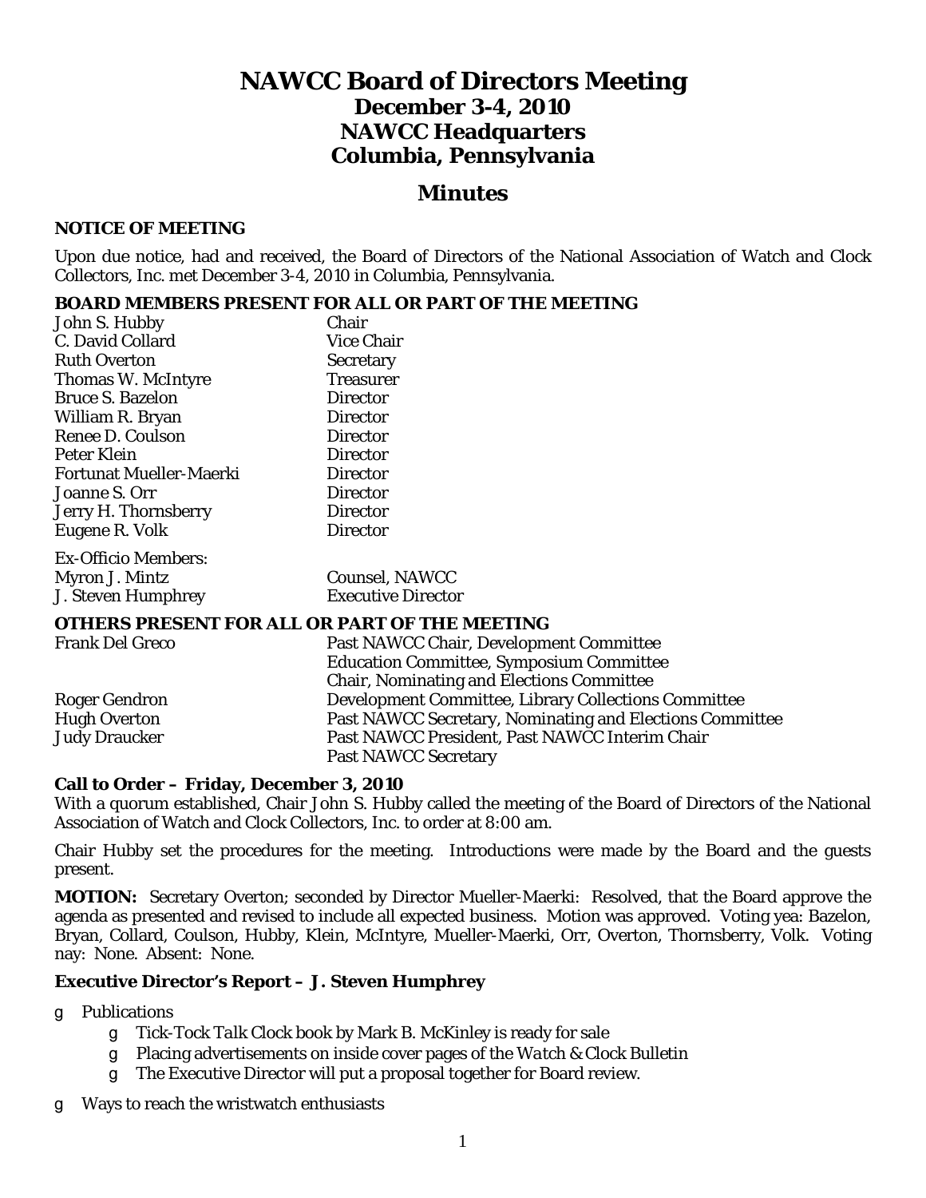# NAWCC Board of Directors Meeting
## December 3-4, 2010
## NAWCC Headquarters
## Columbia, Pennsylvania

## Minutes

**NOTICE OF MEETING**

Upon due notice, had and received, the Board of Directors of the National Association of Watch and Clock Collectors, Inc. met December 3-4, 2010 in Columbia, Pennsylvania.

**BOARD MEMBERS PRESENT FOR ALL OR PART OF THE MEETING**

| | |
|---|---|
| John S. Hubby | Chair |
| C. David Collard | Vice Chair |
| Ruth Overton | Secretary |
| Thomas W. McIntyre | Treasurer |
| Bruce S. Bazelon | Director |
| William R. Bryan | Director |
| Renee D. Coulson | Director |
| Peter Klein | Director |
| Fortunat Mueller-Maerki | Director |
| Joanne S. Orr | Director |
| Jerry H. Thornsberry | Director |
| Eugene R. Volk | Director |

Ex-Officio Members:

| | |
|---|---|
| Myron J. Mintz | Counsel, NAWCC |
| J. Steven Humphrey | Executive Director |

**OTHERS PRESENT FOR ALL OR PART OF THE MEETING**

| | |
|---|---|
| Frank Del Greco | Past NAWCC Chair, Development Committee<br>Education Committee, Symposium Committee<br>Chair, Nominating and Elections Committee |
| Roger Gendron | Development Committee, Library Collections Committee |
| Hugh Overton | Past NAWCC Secretary, Nominating and Elections Committee |
| Judy Draucker | Past NAWCC President, Past NAWCC Interim Chair<br>Past NAWCC Secretary |

**Call to Order – Friday, December 3, 2010**

With a quorum established, Chair John S. Hubby called the meeting of the Board of Directors of the National Association of Watch and Clock Collectors, Inc. to order at 8:00 am.

Chair Hubby set the procedures for the meeting. Introductions were made by the Board and the guests present.

**MOTION:** Secretary Overton; seconded by Director Mueller-Maerki: Resolved, that the Board approve the agenda as presented and revised to include all expected business. Motion was approved. Voting yea: Bazelon, Bryan, Collard, Coulson, Hubby, Klein, McIntyre, Mueller-Maerki, Orr, Overton, Thornsberry, Volk. Voting nay: None. Absent: None.

**Executive Director's Report – J. Steven Humphrey**

- Publications
  - *Tick-Tock Talk Clock* book by Mark B. McKinley is ready for sale
  - Placing advertisements on inside cover pages of the *Watch & Clock Bulletin*
  - The Executive Director will put a proposal together for Board review.
- Ways to reach the wristwatch enthusiasts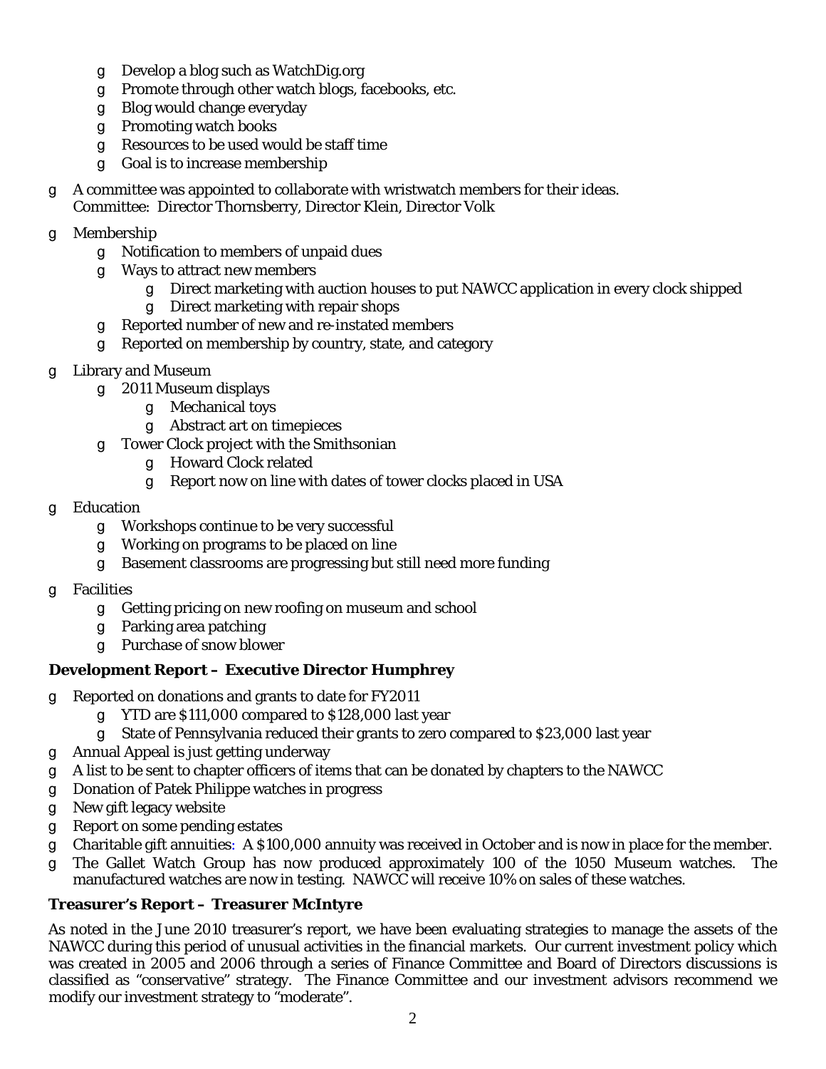- Develop a blog such as WatchDig.org
  - Promote through other watch blogs, facebooks, etc.
  - Blog would change everyday
  - Promoting watch books
  - Resources to be used would be staff time
  - Goal is to increase membership
- A committee was appointed to collaborate with wristwatch members for their ideas.
  Committee: Director Thornsberry, Director Klein, Director Volk
- Membership
  - Notification to members of unpaid dues
  - Ways to attract new members
    - Direct marketing with auction houses to put NAWCC application in every clock shipped
    - Direct marketing with repair shops
  - Reported number of new and re-instated members
  - Reported on membership by country, state, and category
- Library and Museum
  - 2011 Museum displays
    - Mechanical toys
    - Abstract art on timepieces
  - Tower Clock project with the Smithsonian
    - Howard Clock related
    - Report now on line with dates of tower clocks placed in USA
- Education
  - Workshops continue to be very successful
  - Working on programs to be placed on line
  - Basement classrooms are progressing but still need more funding
- Facilities
  - Getting pricing on new roofing on museum and school
  - Parking area patching
  - Purchase of snow blower

**Development Report – Executive Director Humphrey**

- Reported on donations and grants to date for FY2011
  - YTD are $111,000 compared to $128,000 last year
  - State of Pennsylvania reduced their grants to zero compared to $23,000 last year
- Annual Appeal is just getting underway
- A list to be sent to chapter officers of items that can be donated by chapters to the NAWCC
- Donation of Patek Philippe watches in progress
- New gift legacy website
- Report on some pending estates
- Charitable gift annuities: A $100,000 annuity was received in October and is now in place for the member.
- The Gallet Watch Group has now produced approximately 100 of the 1050 Museum watches. The manufactured watches are now in testing. NAWCC will receive 10% on sales of these watches.

**Treasurer's Report – Treasurer McIntyre**

As noted in the June 2010 treasurer's report, we have been evaluating strategies to manage the assets of the NAWCC during this period of unusual activities in the financial markets. Our current investment policy which was created in 2005 and 2006 through a series of Finance Committee and Board of Directors discussions is classified as "conservative" strategy. The Finance Committee and our investment advisors recommend we modify our investment strategy to "moderate".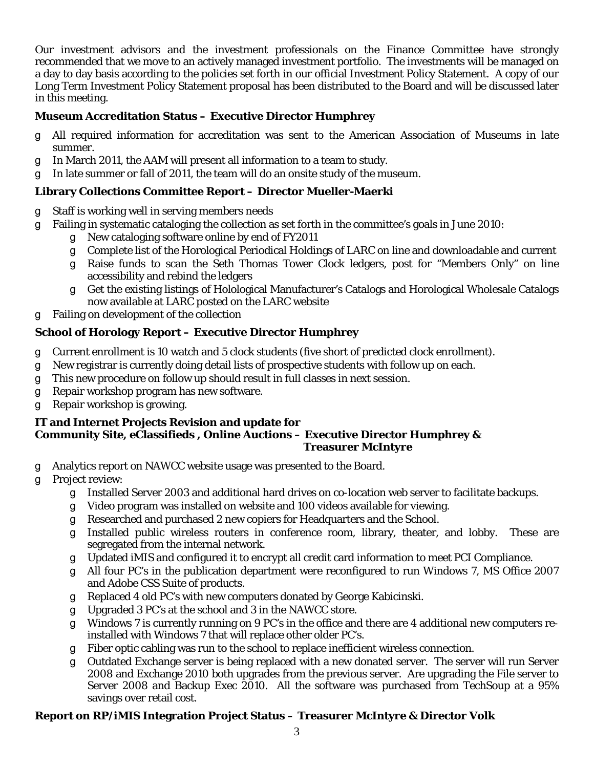Our investment advisors and the investment professionals on the Finance Committee have strongly recommended that we move to an actively managed investment portfolio. The investments will be managed on a day to day basis according to the policies set forth in our official Investment Policy Statement. A copy of our Long Term Investment Policy Statement proposal has been distributed to the Board and will be discussed later in this meeting.

**Museum Accreditation Status – Executive Director Humphrey**

- All required information for accreditation was sent to the American Association of Museums in late summer.
- In March 2011, the AAM will present all information to a team to study.
- In late summer or fall of 2011, the team will do an onsite study of the museum.

**Library Collections Committee Report – Director Mueller-Maerki**

- Staff is working well in serving members needs
- Failing in systematic cataloging the collection as set forth in the committee's goals in June 2010:
  - New cataloging software online by end of FY2011
  - Complete list of the Horological Periodical Holdings of LARC on line and downloadable and current
  - Raise funds to scan the Seth Thomas Tower Clock ledgers, post for "Members Only" on line accessibility and rebind the ledgers
  - Get the existing listings of Holological Manufacturer's Catalogs and Horological Wholesale Catalogs now available at LARC posted on the LARC website
- Failing on development of the collection

**School of Horology Report – Executive Director Humphrey**

- Current enrollment is 10 watch and 5 clock students (five short of predicted clock enrollment).
- New registrar is currently doing detail lists of prospective students with follow up on each.
- This new procedure on follow up should result in full classes in next session.
- Repair workshop program has new software.
- Repair workshop is growing.

**IT and Internet Projects Revision and update for Community Site, eClassifieds , Online Auctions – Executive Director Humphrey & Treasurer McIntyre**

- Analytics report on NAWCC website usage was presented to the Board.
- Project review:
  - Installed Server 2003 and additional hard drives on co-location web server to facilitate backups.
  - Video program was installed on website and 100 videos available for viewing.
  - Researched and purchased 2 new copiers for Headquarters and the School.
  - Installed public wireless routers in conference room, library, theater, and lobby. These are segregated from the internal network.
  - Updated iMIS and configured it to encrypt all credit card information to meet PCI Compliance.
  - All four PC's in the publication department were reconfigured to run Windows 7, MS Office 2007 and Adobe CSS Suite of products.
  - Replaced 4 old PC's with new computers donated by George Kabicinski.
  - Upgraded 3 PC's at the school and 3 in the NAWCC store.
  - Windows 7 is currently running on 9 PC's in the office and there are 4 additional new computers re-installed with Windows 7 that will replace other older PC's.
  - Fiber optic cabling was run to the school to replace inefficient wireless connection.
  - Outdated Exchange server is being replaced with a new donated server. The server will run Server 2008 and Exchange 2010 both upgrades from the previous server. Are upgrading the File server to Server 2008 and Backup Exec 2010. All the software was purchased from TechSoup at a 95% savings over retail cost.

**Report on RP/iMIS Integration Project Status – Treasurer McIntyre & Director Volk**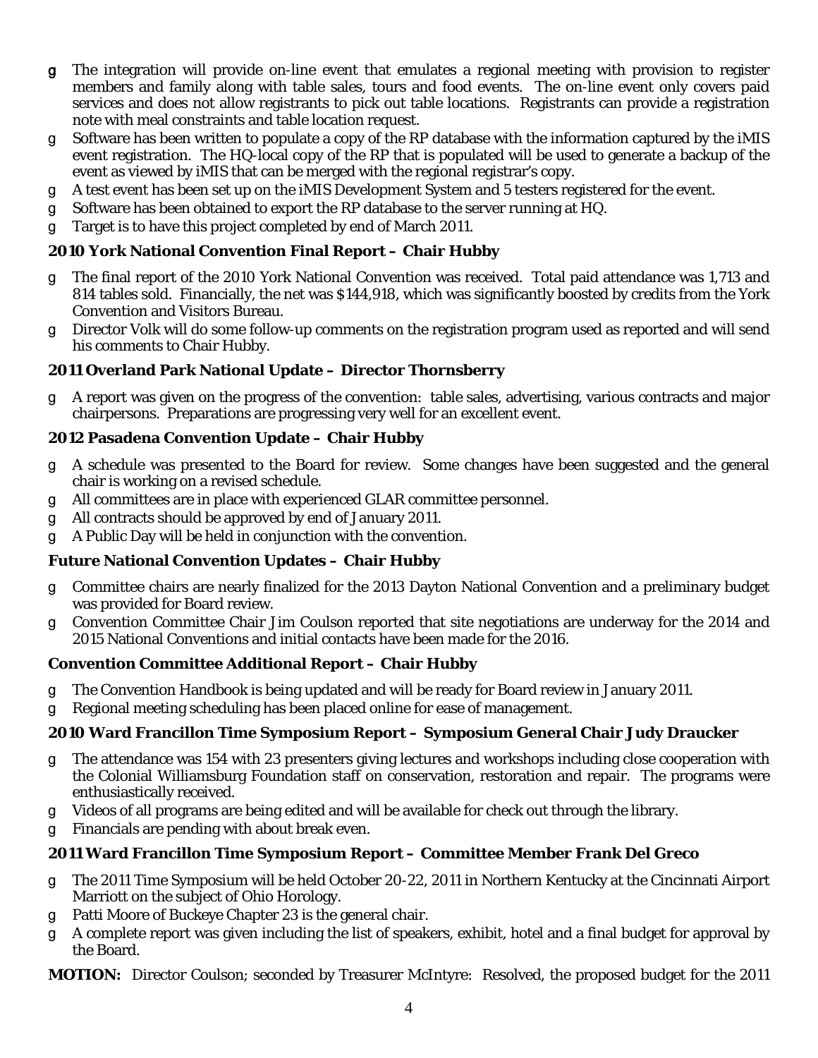- The integration will provide on-line event that emulates a regional meeting with provision to register members and family along with table sales, tours and food events. The on-line event only covers paid services and does not allow registrants to pick out table locations. Registrants can provide a registration note with meal constraints and table location request.
- Software has been written to populate a copy of the RP database with the information captured by the iMIS event registration. The HQ-local copy of the RP that is populated will be used to generate a backup of the event as viewed by iMIS that can be merged with the regional registrar's copy.
- A test event has been set up on the iMIS Development System and 5 testers registered for the event.
- Software has been obtained to export the RP database to the server running at HQ.
- Target is to have this project completed by end of March 2011.

**2010 York National Convention Final Report – Chair Hubby**

- The final report of the 2010 York National Convention was received. Total paid attendance was 1,713 and 814 tables sold. Financially, the net was $144,918, which was significantly boosted by credits from the York Convention and Visitors Bureau.
- Director Volk will do some follow-up comments on the registration program used as reported and will send his comments to Chair Hubby.

**2011 Overland Park National Update – Director Thornsberry**

- A report was given on the progress of the convention: table sales, advertising, various contracts and major chairpersons. Preparations are progressing very well for an excellent event.

**2012 Pasadena Convention Update – Chair Hubby**

- A schedule was presented to the Board for review. Some changes have been suggested and the general chair is working on a revised schedule.
- All committees are in place with experienced GLAR committee personnel.
- All contracts should be approved by end of January 2011.
- A Public Day will be held in conjunction with the convention.

**Future National Convention Updates – Chair Hubby**

- Committee chairs are nearly finalized for the 2013 Dayton National Convention and a preliminary budget was provided for Board review.
- Convention Committee Chair Jim Coulson reported that site negotiations are underway for the 2014 and 2015 National Conventions and initial contacts have been made for the 2016.

**Convention Committee Additional Report – Chair Hubby**

- The Convention Handbook is being updated and will be ready for Board review in January 2011.
- Regional meeting scheduling has been placed online for ease of management.

**2010 Ward Francillon Time Symposium Report – Symposium General Chair Judy Draucker**

- The attendance was 154 with 23 presenters giving lectures and workshops including close cooperation with the Colonial Williamsburg Foundation staff on conservation, restoration and repair. The programs were enthusiastically received.
- Videos of all programs are being edited and will be available for check out through the library.
- Financials are pending with about break even.

**2011 Ward Francillon Time Symposium Report – Committee Member Frank Del Greco**

- The 2011 Time Symposium will be held October 20-22, 2011 in Northern Kentucky at the Cincinnati Airport Marriott on the subject of Ohio Horology.
- Patti Moore of Buckeye Chapter 23 is the general chair.
- A complete report was given including the list of speakers, exhibit, hotel and a final budget for approval by the Board.

**MOTION:** Director Coulson; seconded by Treasurer McIntyre: Resolved, the proposed budget for the 2011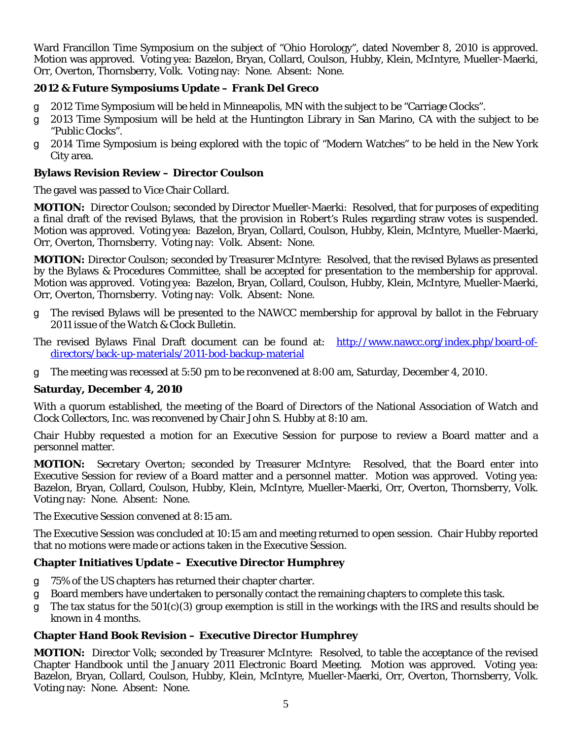Ward Francillon Time Symposium on the subject of "Ohio Horology", dated November 8, 2010 is approved. Motion was approved. Voting yea: Bazelon, Bryan, Collard, Coulson, Hubby, Klein, McIntyre, Mueller-Maerki, Orr, Overton, Thornsberry, Volk. Voting nay: None. Absent: None.

**2012 & Future Symposiums Update – Frank Del Greco**

- 2012 Time Symposium will be held in Minneapolis, MN with the subject to be "Carriage Clocks".
- 2013 Time Symposium will be held at the Huntington Library in San Marino, CA with the subject to be "Public Clocks".
- 2014 Time Symposium is being explored with the topic of "Modern Watches" to be held in the New York City area.

**Bylaws Revision Review – Director Coulson**

The gavel was passed to Vice Chair Collard.

**MOTION:** Director Coulson; seconded by Director Mueller-Maerki: Resolved, that for purposes of expediting a final draft of the revised Bylaws, that the provision in Robert's Rules regarding straw votes is suspended. Motion was approved. Voting yea: Bazelon, Bryan, Collard, Coulson, Hubby, Klein, McIntyre, Mueller-Maerki, Orr, Overton, Thornsberry. Voting nay: Volk. Absent: None.

**MOTION:** Director Coulson; seconded by Treasurer McIntyre: Resolved, that the revised Bylaws as presented by the Bylaws & Procedures Committee, shall be accepted for presentation to the membership for approval. Motion was approved. Voting yea: Bazelon, Bryan, Collard, Coulson, Hubby, Klein, McIntyre, Mueller-Maerki, Orr, Overton, Thornsberry. Voting nay: Volk. Absent: None.

- The revised Bylaws will be presented to the NAWCC membership for approval by ballot in the February 2011 issue of the *Watch & Clock Bulletin*.

The revised Bylaws Final Draft document can be found at: http://www.nawcc.org/index.php/board-of-directors/back-up-materials/2011-bod-backup-material

- The meeting was recessed at 5:50 pm to be reconvened at 8:00 am, Saturday, December 4, 2010.

**Saturday, December 4, 2010**

With a quorum established, the meeting of the Board of Directors of the National Association of Watch and Clock Collectors, Inc. was reconvened by Chair John S. Hubby at 8:10 am.

Chair Hubby requested a motion for an Executive Session for purpose to review a Board matter and a personnel matter.

**MOTION:** Secretary Overton; seconded by Treasurer McIntyre: Resolved, that the Board enter into Executive Session for review of a Board matter and a personnel matter. Motion was approved. Voting yea: Bazelon, Bryan, Collard, Coulson, Hubby, Klein, McIntyre, Mueller-Maerki, Orr, Overton, Thornsberry, Volk. Voting nay: None. Absent: None.

The Executive Session convened at 8:15 am.

The Executive Session was concluded at 10:15 am and meeting returned to open session. Chair Hubby reported that no motions were made or actions taken in the Executive Session.

**Chapter Initiatives Update – Executive Director Humphrey**

- 75% of the US chapters has returned their chapter charter.
- Board members have undertaken to personally contact the remaining chapters to complete this task.
- The tax status for the 501(c)(3) group exemption is still in the workings with the IRS and results should be known in 4 months.

**Chapter Hand Book Revision – Executive Director Humphrey**

**MOTION:** Director Volk; seconded by Treasurer McIntyre: Resolved, to table the acceptance of the revised Chapter Handbook until the January 2011 Electronic Board Meeting. Motion was approved. Voting yea: Bazelon, Bryan, Collard, Coulson, Hubby, Klein, McIntyre, Mueller-Maerki, Orr, Overton, Thornsberry, Volk. Voting nay: None. Absent: None.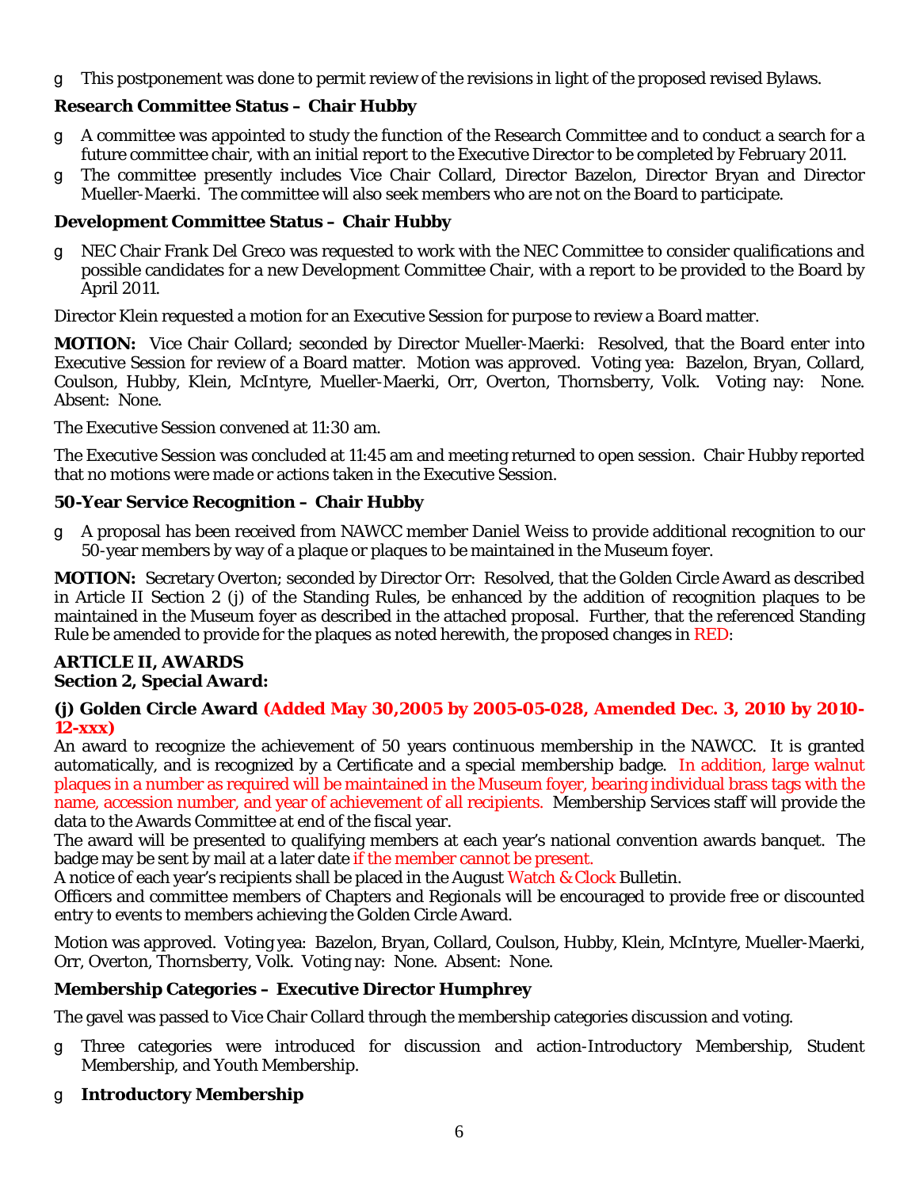- This postponement was done to permit review of the revisions in light of the proposed revised Bylaws.

**Research Committee Status – Chair Hubby**

- A committee was appointed to study the function of the Research Committee and to conduct a search for a future committee chair, with an initial report to the Executive Director to be completed by February 2011.
- The committee presently includes Vice Chair Collard, Director Bazelon, Director Bryan and Director Mueller-Maerki. The committee will also seek members who are not on the Board to participate.

**Development Committee Status – Chair Hubby**

- NEC Chair Frank Del Greco was requested to work with the NEC Committee to consider qualifications and possible candidates for a new Development Committee Chair, with a report to be provided to the Board by April 2011.

Director Klein requested a motion for an Executive Session for purpose to review a Board matter.

**MOTION:** Vice Chair Collard; seconded by Director Mueller-Maerki: Resolved, that the Board enter into Executive Session for review of a Board matter. Motion was approved. Voting yea: Bazelon, Bryan, Collard, Coulson, Hubby, Klein, McIntyre, Mueller-Maerki, Orr, Overton, Thornsberry, Volk. Voting nay: None. Absent: None.

The Executive Session convened at 11:30 am.

The Executive Session was concluded at 11:45 am and meeting returned to open session. Chair Hubby reported that no motions were made or actions taken in the Executive Session.

**50-Year Service Recognition – Chair Hubby**

- A proposal has been received from NAWCC member Daniel Weiss to provide additional recognition to our 50-year members by way of a plaque or plaques to be maintained in the Museum foyer.

**MOTION:** Secretary Overton; seconded by Director Orr: Resolved, that the Golden Circle Award as described in Article II Section 2 (j) of the Standing Rules, be enhanced by the addition of recognition plaques to be maintained in the Museum foyer as described in the attached proposal. Further, that the referenced Standing Rule be amended to provide for the plaques as noted herewith, the proposed changes in RED:

**ARTICLE II, AWARDS**
**Section 2, Special Award:**

**(j) Golden Circle Award (Added May 30,2005 by 2005-05-028, Amended Dec. 3, 2010 by 2010-12-xxx)**
An award to recognize the achievement of 50 years continuous membership in the NAWCC. It is granted automatically, and is recognized by a Certificate and a special membership badge. In addition, large walnut plaques in a number as required will be maintained in the Museum foyer, bearing individual brass tags with the name, accession number, and year of achievement of all recipients. Membership Services staff will provide the data to the Awards Committee at end of the fiscal year.
The award will be presented to qualifying members at each year's national convention awards banquet. The badge may be sent by mail at a later date if the member cannot be present.
A notice of each year's recipients shall be placed in the August Watch & Clock Bulletin.
Officers and committee members of Chapters and Regionals will be encouraged to provide free or discounted entry to events to members achieving the Golden Circle Award.

Motion was approved. Voting yea: Bazelon, Bryan, Collard, Coulson, Hubby, Klein, McIntyre, Mueller-Maerki, Orr, Overton, Thornsberry, Volk. Voting nay: None. Absent: None.

**Membership Categories – Executive Director Humphrey**

The gavel was passed to Vice Chair Collard through the membership categories discussion and voting.

- Three categories were introduced for discussion and action-Introductory Membership, Student Membership, and Youth Membership.
- **Introductory Membership**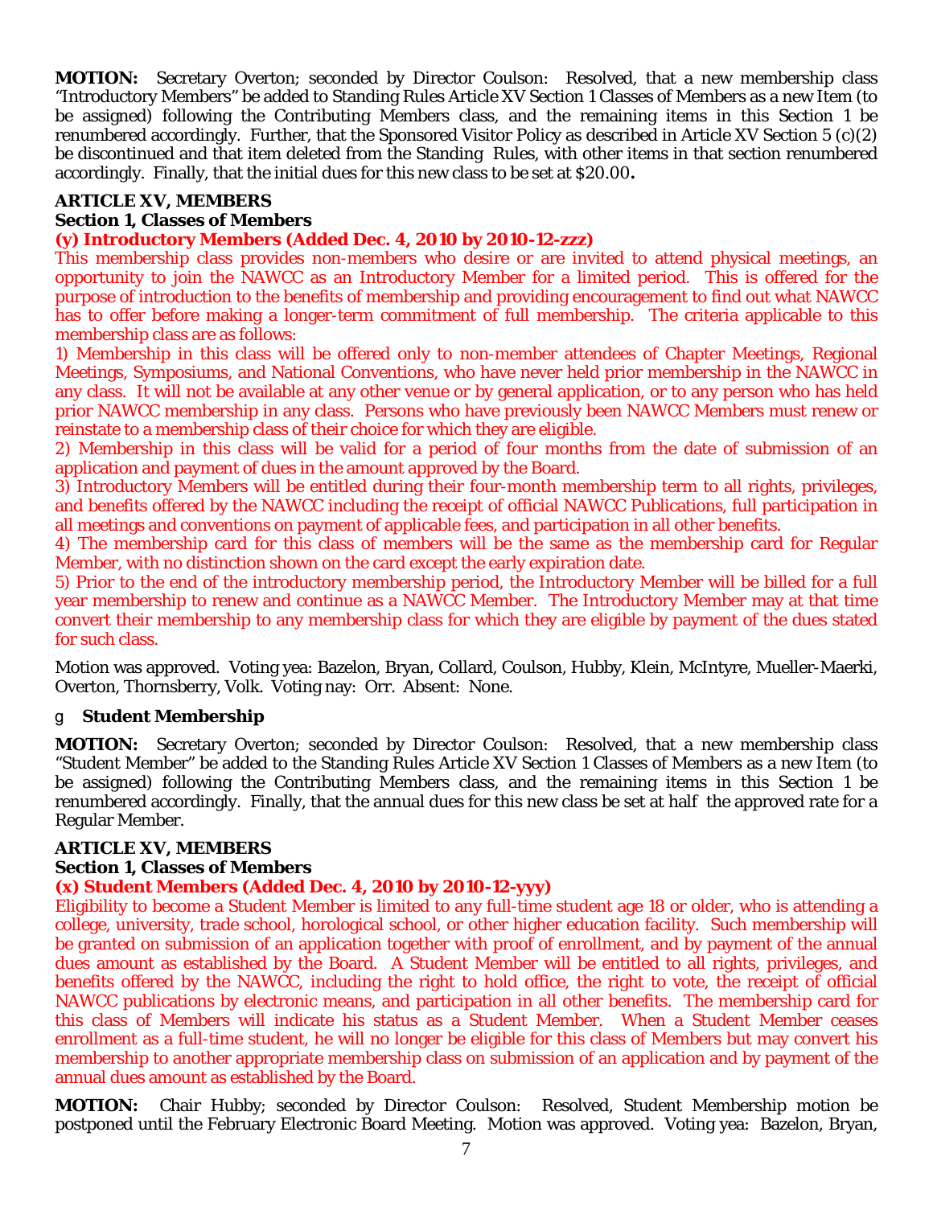**MOTION:** Secretary Overton; seconded by Director Coulson: Resolved, that a new membership class "Introductory Members" be added to Standing Rules Article XV Section 1 Classes of Members as a new Item (to be assigned) following the Contributing Members class, and the remaining items in this Section 1 be renumbered accordingly. Further, that the Sponsored Visitor Policy as described in Article XV Section 5 (c)(2) be discontinued and that item deleted from the Standing Rules, with other items in that section renumbered accordingly. Finally, that the initial dues for this new class to be set at $20.00**.**

**ARTICLE XV, MEMBERS**

**Section 1, Classes of Members**

**(y) Introductory Members (Added Dec. 4, 2010 by 2010-12-zzz)**

This membership class provides non-members who desire or are invited to attend physical meetings, an opportunity to join the NAWCC as an Introductory Member for a limited period. This is offered for the purpose of introduction to the benefits of membership and providing encouragement to find out what NAWCC has to offer before making a longer-term commitment of full membership. The criteria applicable to this membership class are as follows:

1) Membership in this class will be offered only to non-member attendees of Chapter Meetings, Regional Meetings, Symposiums, and National Conventions, who have never held prior membership in the NAWCC in any class. It will not be available at any other venue or by general application, or to any person who has held prior NAWCC membership in any class. Persons who have previously been NAWCC Members must renew or reinstate to a membership class of their choice for which they are eligible.

2) Membership in this class will be valid for a period of four months from the date of submission of an application and payment of dues in the amount approved by the Board.

3) Introductory Members will be entitled during their four-month membership term to all rights, privileges, and benefits offered by the NAWCC including the receipt of official NAWCC Publications, full participation in all meetings and conventions on payment of applicable fees, and participation in all other benefits.

4) The membership card for this class of members will be the same as the membership card for Regular Member, with no distinction shown on the card except the early expiration date.

5) Prior to the end of the introductory membership period, the Introductory Member will be billed for a full year membership to renew and continue as a NAWCC Member. The Introductory Member may at that time convert their membership to any membership class for which they are eligible by payment of the dues stated for such class.

Motion was approved. Voting yea: Bazelon, Bryan, Collard, Coulson, Hubby, Klein, McIntyre, Mueller-Maerki, Overton, Thornsberry, Volk. Voting nay: Orr. Absent: None.

g **Student Membership**

**MOTION:** Secretary Overton; seconded by Director Coulson: Resolved, that a new membership class "Student Member" be added to the Standing Rules Article XV Section 1 Classes of Members as a new Item (to be assigned) following the Contributing Members class, and the remaining items in this Section 1 be renumbered accordingly. Finally, that the annual dues for this new class be set at half the approved rate for a Regular Member.

**ARTICLE XV, MEMBERS**

**Section 1, Classes of Members**

**(x) Student Members (Added Dec. 4, 2010 by 2010-12-yyy)**

Eligibility to become a Student Member is limited to any full-time student age 18 or older, who is attending a college, university, trade school, horological school, or other higher education facility. Such membership will be granted on submission of an application together with proof of enrollment, and by payment of the annual dues amount as established by the Board. A Student Member will be entitled to all rights, privileges, and benefits offered by the NAWCC, including the right to hold office, the right to vote, the receipt of official NAWCC publications by electronic means, and participation in all other benefits. The membership card for this class of Members will indicate his status as a Student Member. When a Student Member ceases enrollment as a full-time student, he will no longer be eligible for this class of Members but may convert his membership to another appropriate membership class on submission of an application and by payment of the annual dues amount as established by the Board.

**MOTION:** Chair Hubby; seconded by Director Coulson: Resolved, Student Membership motion be postponed until the February Electronic Board Meeting. Motion was approved. Voting yea: Bazelon, Bryan,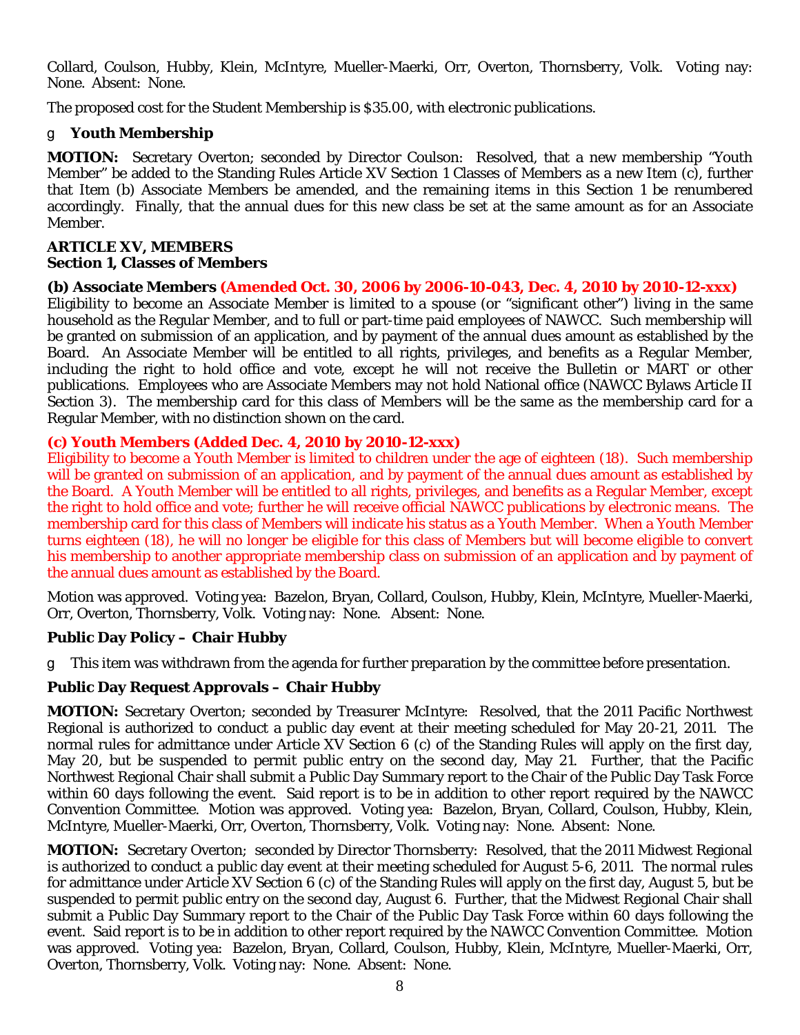Collard, Coulson, Hubby, Klein, McIntyre, Mueller-Maerki, Orr, Overton, Thornsberry, Volk. Voting nay: None. Absent: None.

The proposed cost for the Student Membership is $35.00, with electronic publications.

g **Youth Membership**

**MOTION:** Secretary Overton; seconded by Director Coulson: Resolved, that a new membership "Youth Member" be added to the Standing Rules Article XV Section 1 Classes of Members as a new Item (c), further that Item (b) Associate Members be amended, and the remaining items in this Section 1 be renumbered accordingly. Finally, that the annual dues for this new class be set at the same amount as for an Associate Member.

**ARTICLE XV, MEMBERS**
**Section 1, Classes of Members**

**(b) Associate Members (Amended Oct. 30, 2006 by 2006-10-043, Dec. 4, 2010 by 2010-12-xxx)**
Eligibility to become an Associate Member is limited to a spouse (or "significant other") living in the same household as the Regular Member, and to full or part-time paid employees of NAWCC. Such membership will be granted on submission of an application, and by payment of the annual dues amount as established by the Board. An Associate Member will be entitled to all rights, privileges, and benefits as a Regular Member, including the right to hold office and vote, except he will not receive the Bulletin or MART or other publications. Employees who are Associate Members may not hold National office (NAWCC Bylaws Article II Section 3). The membership card for this class of Members will be the same as the membership card for a Regular Member, with no distinction shown on the card.

**(c) Youth Members (Added Dec. 4, 2010 by 2010-12-xxx)**
Eligibility to become a Youth Member is limited to children under the age of eighteen (18). Such membership will be granted on submission of an application, and by payment of the annual dues amount as established by the Board. A Youth Member will be entitled to all rights, privileges, and benefits as a Regular Member, except the right to hold office and vote; further he will receive official NAWCC publications by electronic means. The membership card for this class of Members will indicate his status as a Youth Member. When a Youth Member turns eighteen (18), he will no longer be eligible for this class of Members but will become eligible to convert his membership to another appropriate membership class on submission of an application and by payment of the annual dues amount as established by the Board.

Motion was approved. Voting yea: Bazelon, Bryan, Collard, Coulson, Hubby, Klein, McIntyre, Mueller-Maerki, Orr, Overton, Thornsberry, Volk. Voting nay: None. Absent: None.

**Public Day Policy – Chair Hubby**

g This item was withdrawn from the agenda for further preparation by the committee before presentation.

**Public Day Request Approvals – Chair Hubby**

**MOTION:** Secretary Overton; seconded by Treasurer McIntyre: Resolved, that the 2011 Pacific Northwest Regional is authorized to conduct a public day event at their meeting scheduled for May 20-21, 2011. The normal rules for admittance under Article XV Section 6 (c) of the Standing Rules will apply on the first day, May 20, but be suspended to permit public entry on the second day, May 21. Further, that the Pacific Northwest Regional Chair shall submit a Public Day Summary report to the Chair of the Public Day Task Force within 60 days following the event. Said report is to be in addition to other report required by the NAWCC Convention Committee. Motion was approved. Voting yea: Bazelon, Bryan, Collard, Coulson, Hubby, Klein, McIntyre, Mueller-Maerki, Orr, Overton, Thornsberry, Volk. Voting nay: None. Absent: None.

**MOTION:** Secretary Overton; seconded by Director Thornsberry: Resolved, that the 2011 Midwest Regional is authorized to conduct a public day event at their meeting scheduled for August 5-6, 2011. The normal rules for admittance under Article XV Section 6 (c) of the Standing Rules will apply on the first day, August 5, but be suspended to permit public entry on the second day, August 6. Further, that the Midwest Regional Chair shall submit a Public Day Summary report to the Chair of the Public Day Task Force within 60 days following the event. Said report is to be in addition to other report required by the NAWCC Convention Committee. Motion was approved. Voting yea: Bazelon, Bryan, Collard, Coulson, Hubby, Klein, McIntyre, Mueller-Maerki, Orr, Overton, Thornsberry, Volk. Voting nay: None. Absent: None.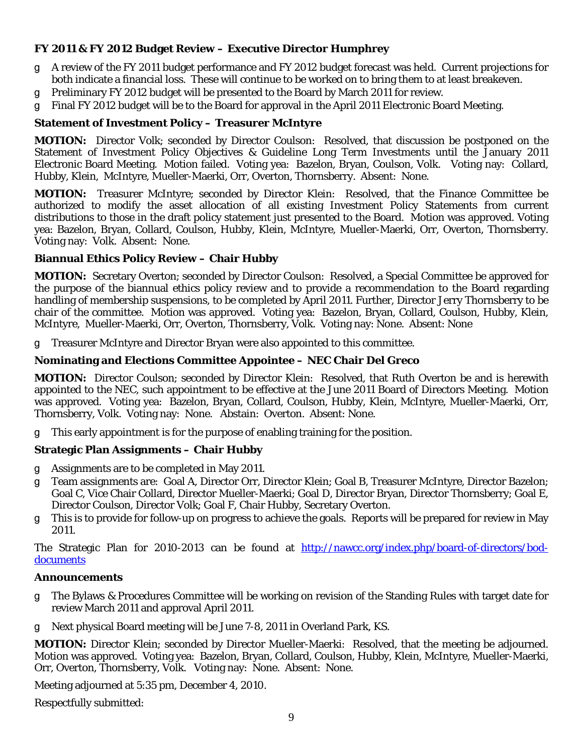**FY 2011 & FY 2012 Budget Review – Executive Director Humphrey**

- A review of the FY 2011 budget performance and FY 2012 budget forecast was held. Current projections for both indicate a financial loss. These will continue to be worked on to bring them to at least breakeven.
- Preliminary FY 2012 budget will be presented to the Board by March 2011 for review.
- Final FY 2012 budget will be to the Board for approval in the April 2011 Electronic Board Meeting.

**Statement of Investment Policy – Treasurer McIntyre**

**MOTION:** Director Volk; seconded by Director Coulson: Resolved, that discussion be postponed on the Statement of Investment Policy Objectives & Guideline Long Term Investments until the January 2011 Electronic Board Meeting. Motion failed. Voting yea: Bazelon, Bryan, Coulson, Volk. Voting nay: Collard, Hubby, Klein, McIntyre, Mueller-Maerki, Orr, Overton, Thornsberry. Absent: None.

**MOTION:** Treasurer McIntyre; seconded by Director Klein: Resolved, that the Finance Committee be authorized to modify the asset allocation of all existing Investment Policy Statements from current distributions to those in the draft policy statement just presented to the Board. Motion was approved. Voting yea: Bazelon, Bryan, Collard, Coulson, Hubby, Klein, McIntyre, Mueller-Maerki, Orr, Overton, Thornsberry. Voting nay: Volk. Absent: None.

**Biannual Ethics Policy Review – Chair Hubby**

**MOTION:** Secretary Overton; seconded by Director Coulson: Resolved, a Special Committee be approved for the purpose of the biannual ethics policy review and to provide a recommendation to the Board regarding handling of membership suspensions, to be completed by April 2011. Further, Director Jerry Thornsberry to be chair of the committee. Motion was approved. Voting yea: Bazelon, Bryan, Collard, Coulson, Hubby, Klein, McIntyre, Mueller-Maerki, Orr, Overton, Thornsberry, Volk. Voting nay: None. Absent: None

- Treasurer McIntyre and Director Bryan were also appointed to this committee.

**Nominating and Elections Committee Appointee – NEC Chair Del Greco**

**MOTION:** Director Coulson; seconded by Director Klein: Resolved, that Ruth Overton be and is herewith appointed to the NEC, such appointment to be effective at the June 2011 Board of Directors Meeting. Motion was approved. Voting yea: Bazelon, Bryan, Collard, Coulson, Hubby, Klein, McIntyre, Mueller-Maerki, Orr, Thornsberry, Volk. Voting nay: None. Abstain: Overton. Absent: None.

- This early appointment is for the purpose of enabling training for the position.

**Strategic Plan Assignments – Chair Hubby**

- Assignments are to be completed in May 2011.
- Team assignments are: Goal A, Director Orr, Director Klein; Goal B, Treasurer McIntyre, Director Bazelon; Goal C, Vice Chair Collard, Director Mueller-Maerki; Goal D, Director Bryan, Director Thornsberry; Goal E, Director Coulson, Director Volk; Goal F, Chair Hubby, Secretary Overton.
- This is to provide for follow-up on progress to achieve the goals. Reports will be prepared for review in May 2011.

The Strategic Plan for 2010-2013 can be found at [http://nawcc.org/index.php/board-of-directors/bod-documents](http://nawcc.org/index.php/board-of-directors/bod-documents)

**Announcements**

- The Bylaws & Procedures Committee will be working on revision of the Standing Rules with target date for review March 2011 and approval April 2011.
- Next physical Board meeting will be June 7-8, 2011 in Overland Park, KS.

**MOTION:** Director Klein; seconded by Director Mueller-Maerki: Resolved, that the meeting be adjourned. Motion was approved. Voting yea: Bazelon, Bryan, Collard, Coulson, Hubby, Klein, McIntyre, Mueller-Maerki, Orr, Overton, Thornsberry, Volk. Voting nay: None. Absent: None.

Meeting adjourned at 5:35 pm, December 4, 2010.

Respectfully submitted: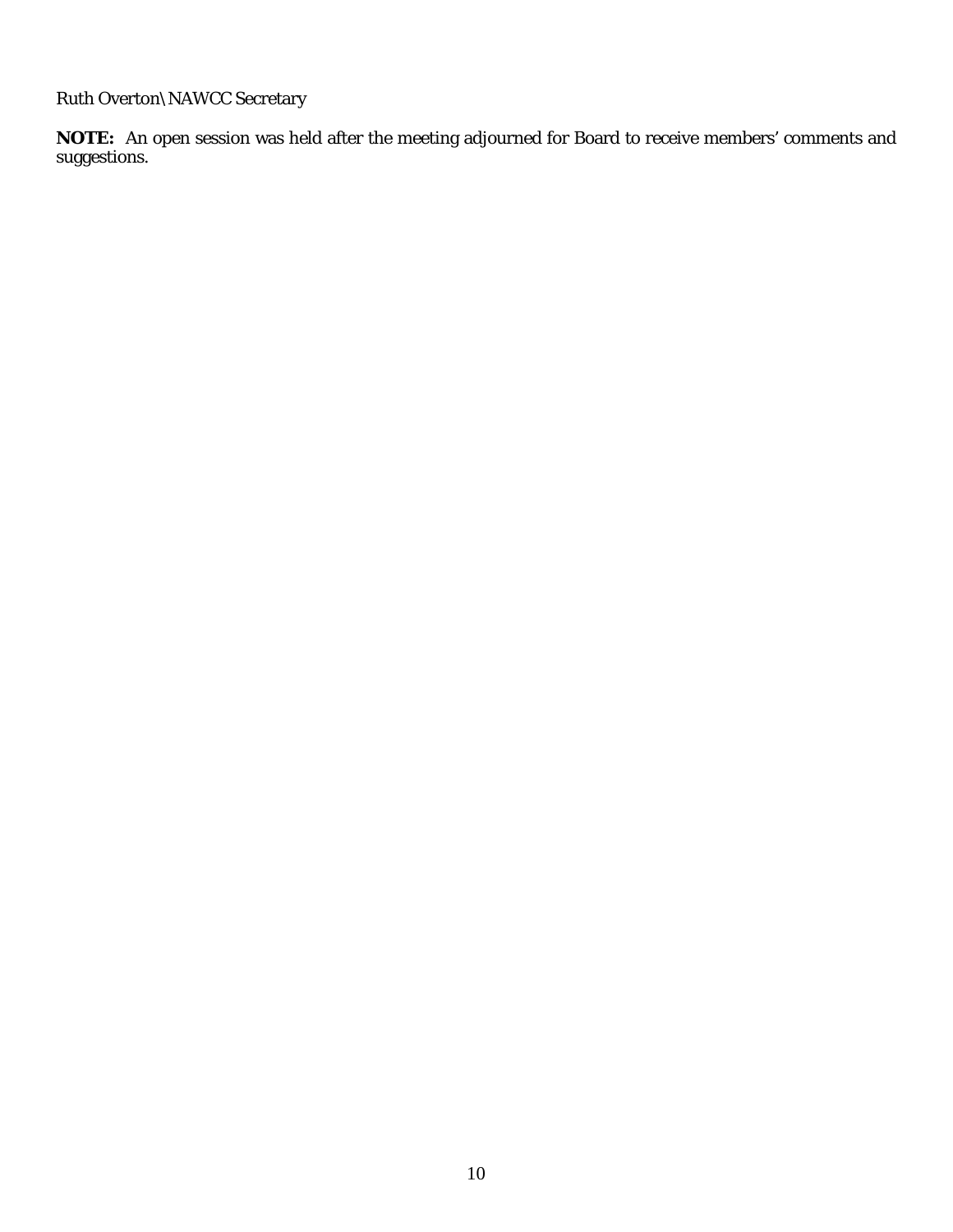Ruth Overton\NAWCC Secretary

**NOTE:** An open session was held after the meeting adjourned for Board to receive members' comments and suggestions.